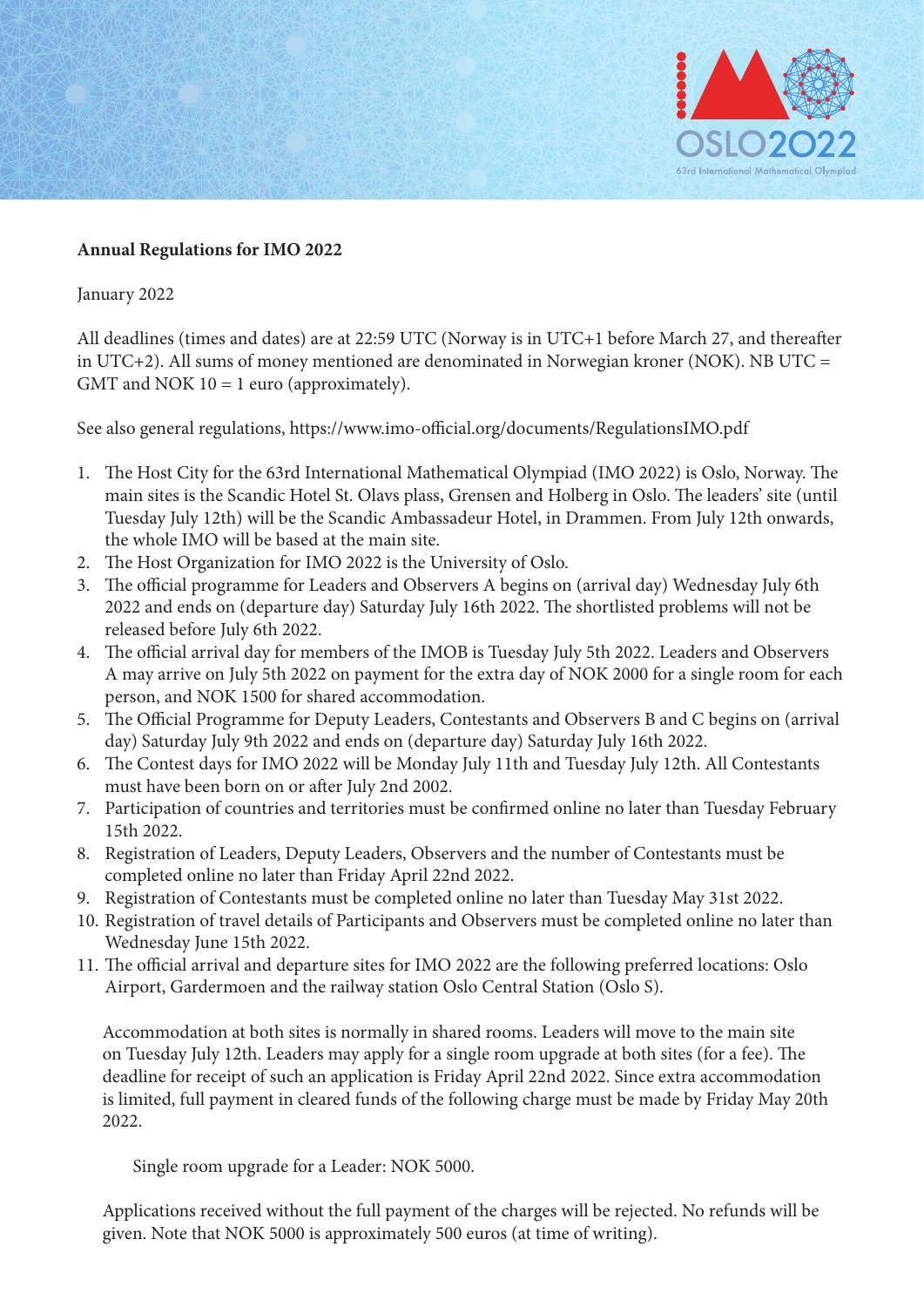**Annual Regulations for IMO 2022**

January 2022

All deadlines (times and dates) are at 22:59 UTC (Norway is in UTC+1 before March 27, and thereafter in UTC+2). All sums of money mentioned are denominated in Norwegian kroner (NOK). NB UTC = GMT and NOK 10 = 1 euro (approximately).

See also general regulations, https://www.imo-official.org/documents/RegulationsIMO.pdf

1. The Host City for the 63rd International Mathematical Olympiad (IMO 2022) is Oslo, Norway. The main sites is the Scandic Hotel St. Olavs plass, Grensen and Holberg in Oslo. The leaders' site (until Tuesday July 12th) will be the Scandic Ambassadeur Hotel, in Drammen. From July 12th onwards, the whole IMO will be based at the main site.
2. The Host Organization for IMO 2022 is the University of Oslo.
3. The official programme for Leaders and Observers A begins on (arrival day) Wednesday July 6th 2022 and ends on (departure day) Saturday July 16th 2022. The shortlisted problems will not be released before July 6th 2022.
4. The official arrival day for members of the IMOB is Tuesday July 5th 2022. Leaders and Observers A may arrive on July 5th 2022 on payment for the extra day of NOK 2000 for a single room for each person, and NOK 1500 for shared accommodation.
5. The Official Programme for Deputy Leaders, Contestants and Observers B and C begins on (arrival day) Saturday July 9th 2022 and ends on (departure day) Saturday July 16th 2022.
6. The Contest days for IMO 2022 will be Monday July 11th and Tuesday July 12th. All Contestants must have been born on or after July 2nd 2002.
7. Participation of countries and territories must be confirmed online no later than Tuesday February 15th 2022.
8. Registration of Leaders, Deputy Leaders, Observers and the number of Contestants must be completed online no later than Friday April 22nd 2022.
9. Registration of Contestants must be completed online no later than Tuesday May 31st 2022.
10. Registration of travel details of Participants and Observers must be completed online no later than Wednesday June 15th 2022.
11. The official arrival and departure sites for IMO 2022 are the following preferred locations: Oslo Airport, Gardermoen and the railway station Oslo Central Station (Oslo S).

    Accommodation at both sites is normally in shared rooms. Leaders will move to the main site on Tuesday July 12th. Leaders may apply for a single room upgrade at both sites (for a fee). The deadline for receipt of such an application is Friday April 22nd 2022. Since extra accommodation is limited, full payment in cleared funds of the following charge must be made by Friday May 20th 2022.

    Single room upgrade for a Leader: NOK 5000.

    Applications received without the full payment of the charges will be rejected. No refunds will be given. Note that NOK 5000 is approximately 500 euros (at time of writing).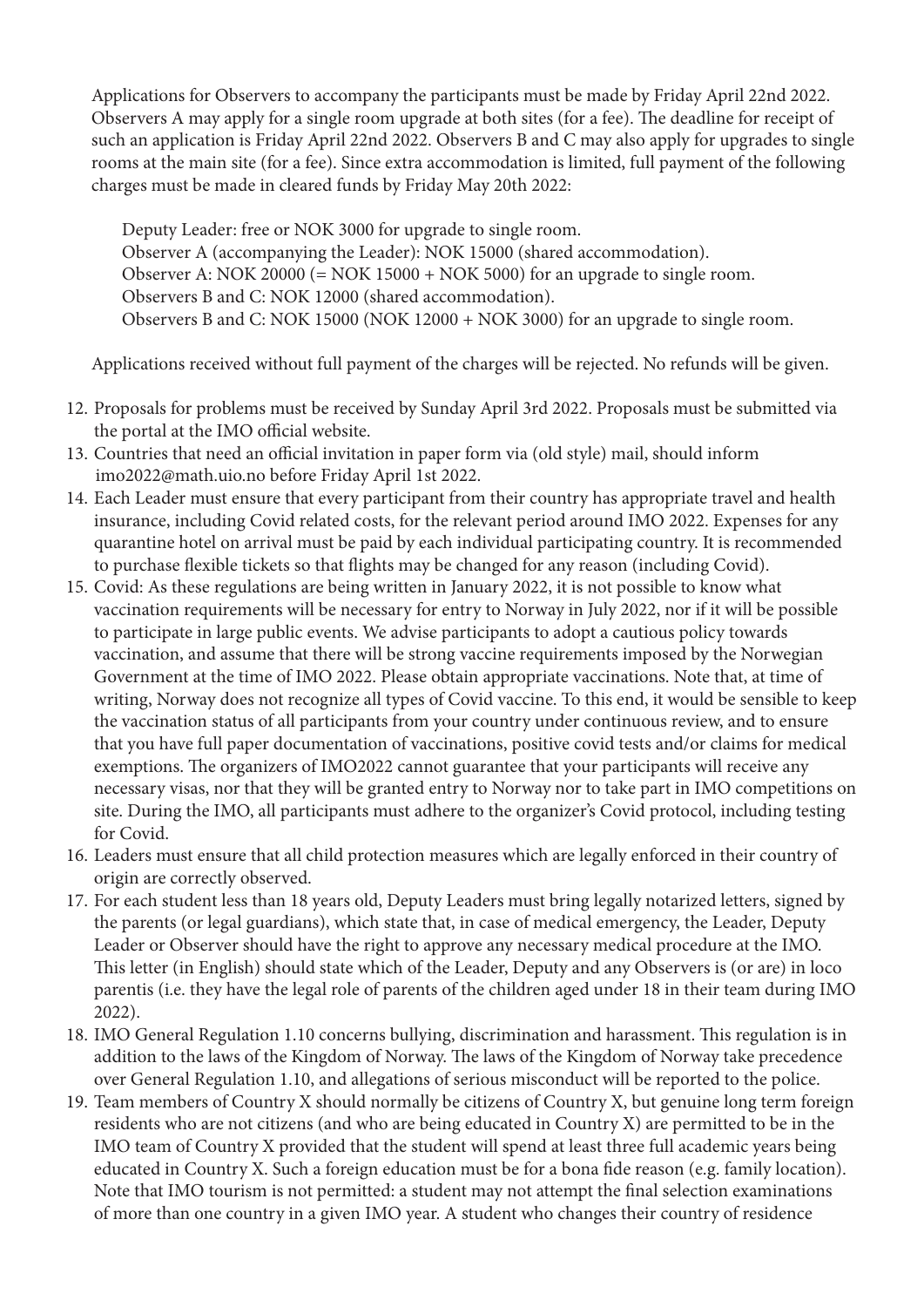Applications for Observers to accompany the participants must be made by Friday April 22nd 2022. Observers A may apply for a single room upgrade at both sites (for a fee). The deadline for receipt of such an application is Friday April 22nd 2022. Observers B and C may also apply for upgrades to single rooms at the main site (for a fee). Since extra accommodation is limited, full payment of the following charges must be made in cleared funds by Friday May 20th 2022:

Deputy Leader: free or NOK 3000 for upgrade to single room.
Observer A (accompanying the Leader): NOK 15000 (shared accommodation).
Observer A: NOK 20000 (= NOK 15000 + NOK 5000) for an upgrade to single room.
Observers B and C: NOK 12000 (shared accommodation).
Observers B and C: NOK 15000 (NOK 12000 + NOK 3000) for an upgrade to single room.

Applications received without full payment of the charges will be rejected. No refunds will be given.

12. Proposals for problems must be received by Sunday April 3rd 2022. Proposals must be submitted via the portal at the IMO official website.
13. Countries that need an official invitation in paper form via (old style) mail, should inform imo2022@math.uio.no before Friday April 1st 2022.
14. Each Leader must ensure that every participant from their country has appropriate travel and health insurance, including Covid related costs, for the relevant period around IMO 2022. Expenses for any quarantine hotel on arrival must be paid by each individual participating country. It is recommended to purchase flexible tickets so that flights may be changed for any reason (including Covid).
15. Covid: As these regulations are being written in January 2022, it is not possible to know what vaccination requirements will be necessary for entry to Norway in July 2022, nor if it will be possible to participate in large public events. We advise participants to adopt a cautious policy towards vaccination, and assume that there will be strong vaccine requirements imposed by the Norwegian Government at the time of IMO 2022. Please obtain appropriate vaccinations. Note that, at time of writing, Norway does not recognize all types of Covid vaccine. To this end, it would be sensible to keep the vaccination status of all participants from your country under continuous review, and to ensure that you have full paper documentation of vaccinations, positive covid tests and/or claims for medical exemptions. The organizers of IMO2022 cannot guarantee that your participants will receive any necessary visas, nor that they will be granted entry to Norway nor to take part in IMO competitions on site. During the IMO, all participants must adhere to the organizer's Covid protocol, including testing for Covid.
16. Leaders must ensure that all child protection measures which are legally enforced in their country of origin are correctly observed.
17. For each student less than 18 years old, Deputy Leaders must bring legally notarized letters, signed by the parents (or legal guardians), which state that, in case of medical emergency, the Leader, Deputy Leader or Observer should have the right to approve any necessary medical procedure at the IMO. This letter (in English) should state which of the Leader, Deputy and any Observers is (or are) in loco parentis (i.e. they have the legal role of parents of the children aged under 18 in their team during IMO 2022).
18. IMO General Regulation 1.10 concerns bullying, discrimination and harassment. This regulation is in addition to the laws of the Kingdom of Norway. The laws of the Kingdom of Norway take precedence over General Regulation 1.10, and allegations of serious misconduct will be reported to the police.
19. Team members of Country X should normally be citizens of Country X, but genuine long term foreign residents who are not citizens (and who are being educated in Country X) are permitted to be in the IMO team of Country X provided that the student will spend at least three full academic years being educated in Country X. Such a foreign education must be for a bona fide reason (e.g. family location). Note that IMO tourism is not permitted: a student may not attempt the final selection examinations of more than one country in a given IMO year. A student who changes their country of residence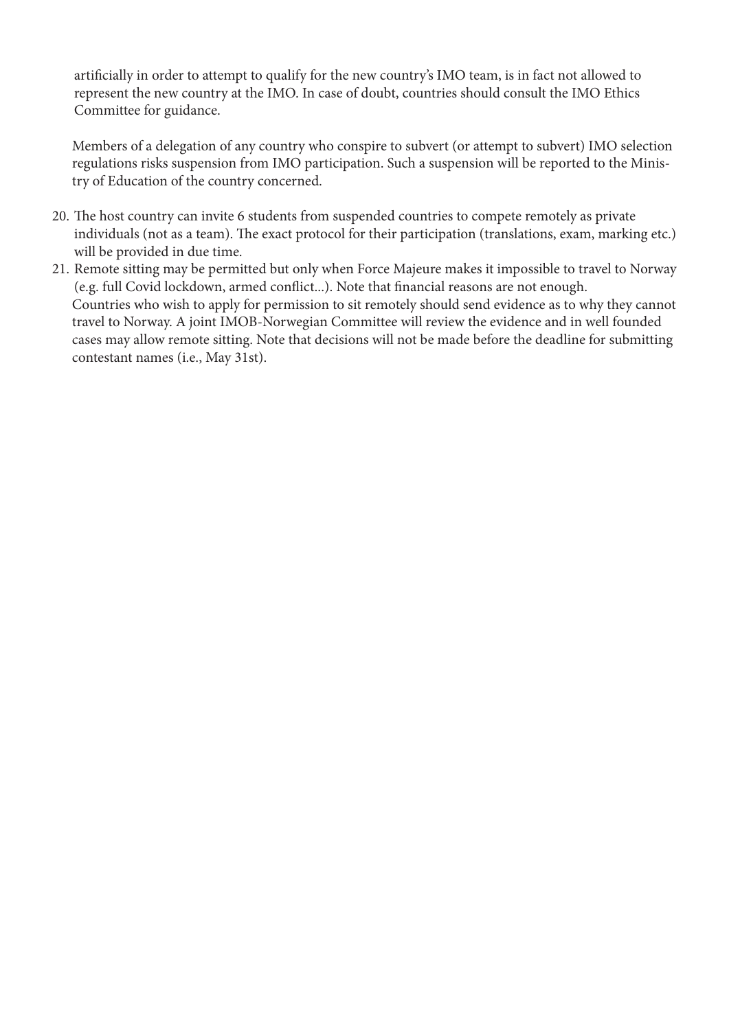artificially in order to attempt to qualify for the new country's IMO team, is in fact not allowed to represent the new country at the IMO. In case of doubt, countries should consult the IMO Ethics Committee for guidance.

Members of a delegation of any country who conspire to subvert (or attempt to subvert) IMO selection regulations risks suspension from IMO participation. Such a suspension will be reported to the Ministry of Education of the country concerned.

20. The host country can invite 6 students from suspended countries to compete remotely as private individuals (not as a team). The exact protocol for their participation (translations, exam, marking etc.) will be provided in due time.
21. Remote sitting may be permitted but only when Force Majeure makes it impossible to travel to Norway (e.g. full Covid lockdown, armed conflict...). Note that financial reasons are not enough.
    Countries who wish to apply for permission to sit remotely should send evidence as to why they cannot travel to Norway. A joint IMOB-Norwegian Committee will review the evidence and in well founded cases may allow remote sitting. Note that decisions will not be made before the deadline for submitting contestant names (i.e., May 31st).